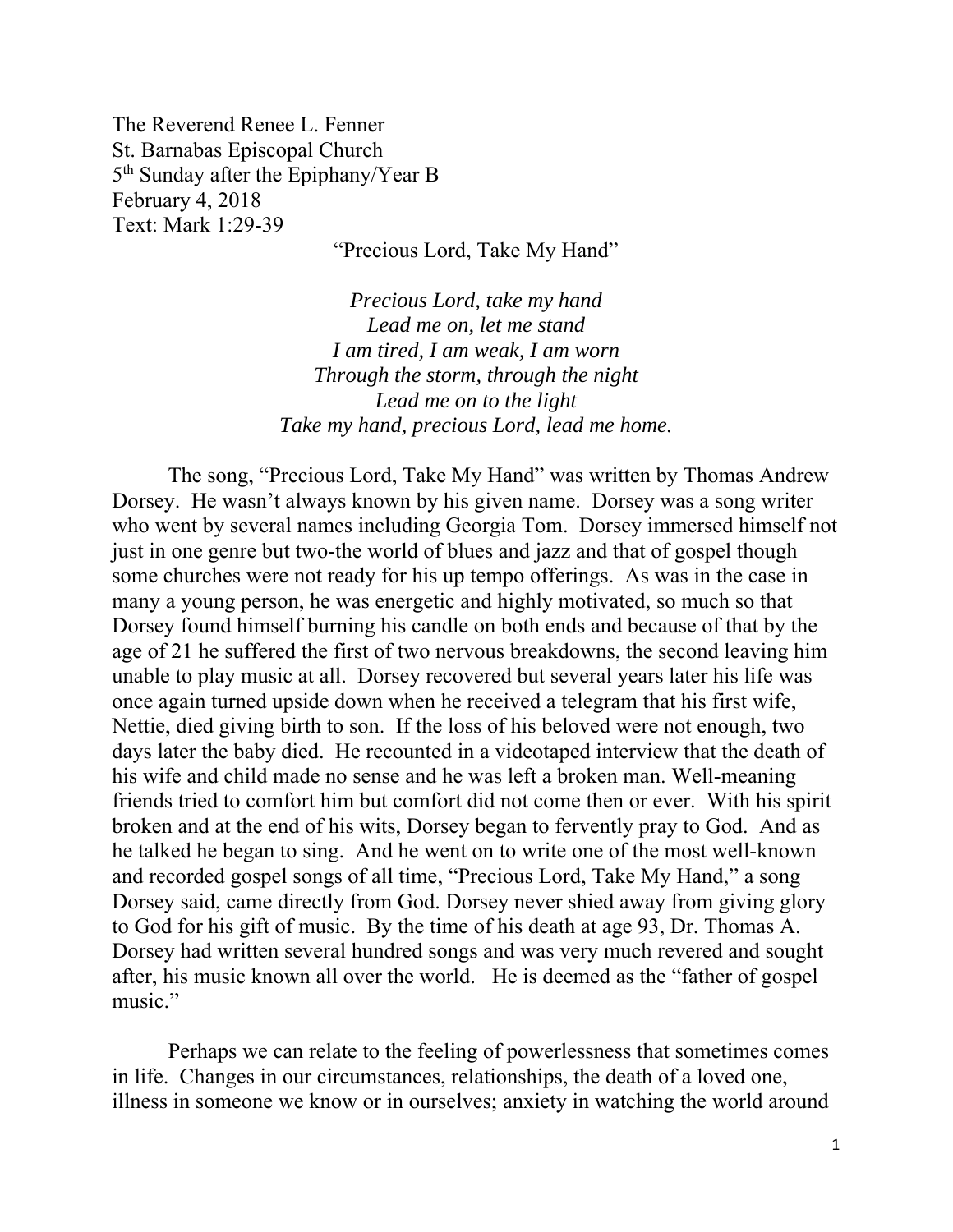The Reverend Renee L. Fenner
St. Barnabas Episcopal Church
5th Sunday after the Epiphany/Year B
February 4, 2018
Text: Mark 1:29-39

"Precious Lord, Take My Hand"

*Precious Lord, take my hand*
*Lead me on, let me stand*
*I am tired, I am weak, I am worn*
*Through the storm, through the night*
*Lead me on to the light*
*Take my hand, precious Lord, lead me home.*

The song, "Precious Lord, Take My Hand" was written by Thomas Andrew Dorsey. He wasn't always known by his given name. Dorsey was a song writer who went by several names including Georgia Tom. Dorsey immersed himself not just in one genre but two-the world of blues and jazz and that of gospel though some churches were not ready for his up tempo offerings. As was in the case in many a young person, he was energetic and highly motivated, so much so that Dorsey found himself burning his candle on both ends and because of that by the age of 21 he suffered the first of two nervous breakdowns, the second leaving him unable to play music at all. Dorsey recovered but several years later his life was once again turned upside down when he received a telegram that his first wife, Nettie, died giving birth to son. If the loss of his beloved were not enough, two days later the baby died. He recounted in a videotaped interview that the death of his wife and child made no sense and he was left a broken man. Well-meaning friends tried to comfort him but comfort did not come then or ever. With his spirit broken and at the end of his wits, Dorsey began to fervently pray to God. And as he talked he began to sing. And he went on to write one of the most well-known and recorded gospel songs of all time, "Precious Lord, Take My Hand," a song Dorsey said, came directly from God. Dorsey never shied away from giving glory to God for his gift of music. By the time of his death at age 93, Dr. Thomas A. Dorsey had written several hundred songs and was very much revered and sought after, his music known all over the world. He is deemed as the "father of gospel music."

Perhaps we can relate to the feeling of powerlessness that sometimes comes in life. Changes in our circumstances, relationships, the death of a loved one, illness in someone we know or in ourselves; anxiety in watching the world around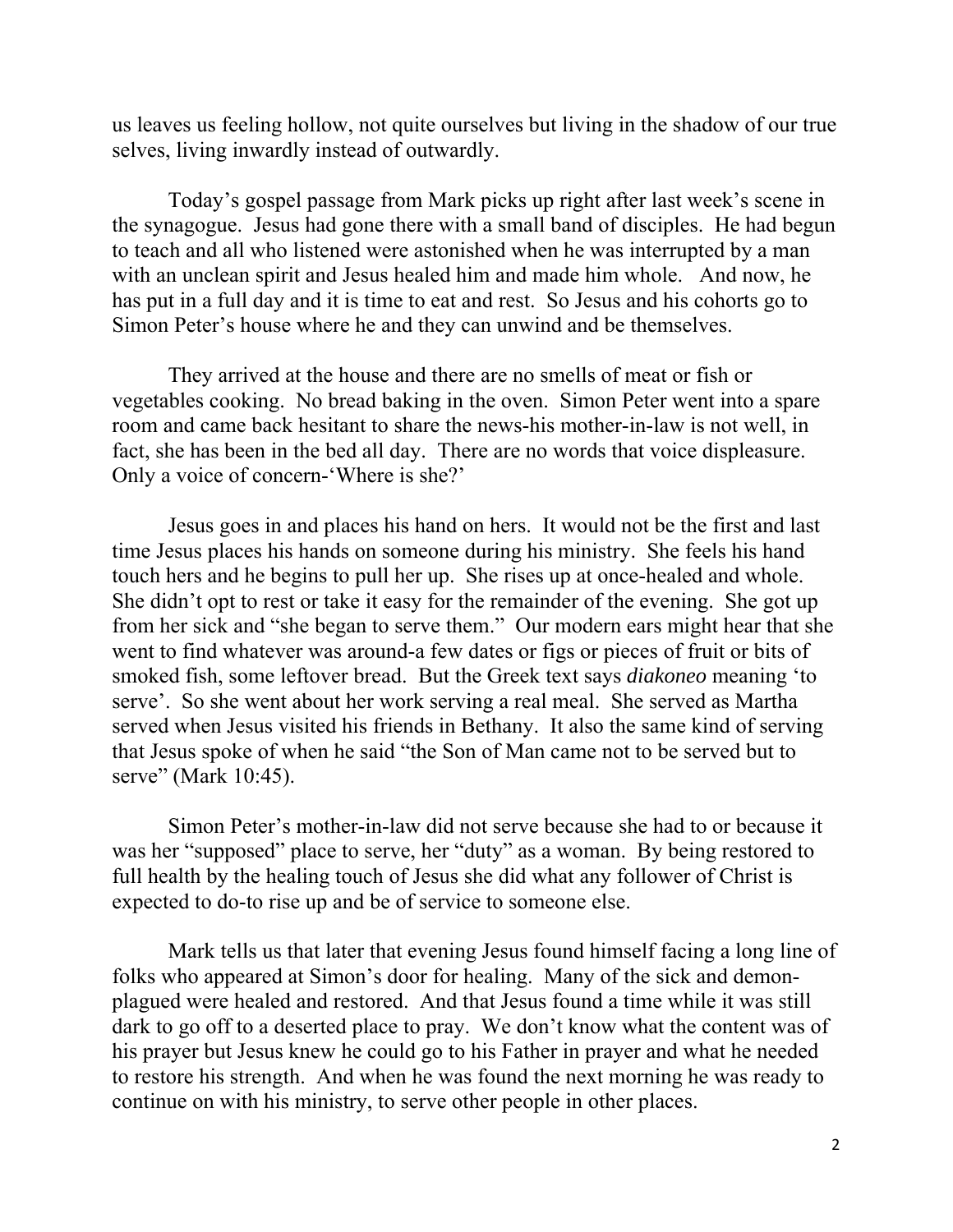us leaves us feeling hollow, not quite ourselves but living in the shadow of our true selves, living inwardly instead of outwardly.

Today's gospel passage from Mark picks up right after last week's scene in the synagogue. Jesus had gone there with a small band of disciples. He had begun to teach and all who listened were astonished when he was interrupted by a man with an unclean spirit and Jesus healed him and made him whole. And now, he has put in a full day and it is time to eat and rest. So Jesus and his cohorts go to Simon Peter's house where he and they can unwind and be themselves.

They arrived at the house and there are no smells of meat or fish or vegetables cooking. No bread baking in the oven. Simon Peter went into a spare room and came back hesitant to share the news-his mother-in-law is not well, in fact, she has been in the bed all day. There are no words that voice displeasure. Only a voice of concern-'Where is she?'

Jesus goes in and places his hand on hers. It would not be the first and last time Jesus places his hands on someone during his ministry. She feels his hand touch hers and he begins to pull her up. She rises up at once-healed and whole. She didn't opt to rest or take it easy for the remainder of the evening. She got up from her sick and "she began to serve them." Our modern ears might hear that she went to find whatever was around-a few dates or figs or pieces of fruit or bits of smoked fish, some leftover bread. But the Greek text says *diakoneo* meaning 'to serve'. So she went about her work serving a real meal. She served as Martha served when Jesus visited his friends in Bethany. It also the same kind of serving that Jesus spoke of when he said "the Son of Man came not to be served but to serve" (Mark 10:45).

Simon Peter's mother-in-law did not serve because she had to or because it was her "supposed" place to serve, her "duty" as a woman. By being restored to full health by the healing touch of Jesus she did what any follower of Christ is expected to do-to rise up and be of service to someone else.

Mark tells us that later that evening Jesus found himself facing a long line of folks who appeared at Simon's door for healing. Many of the sick and demon-plagued were healed and restored. And that Jesus found a time while it was still dark to go off to a deserted place to pray. We don't know what the content was of his prayer but Jesus knew he could go to his Father in prayer and what he needed to restore his strength. And when he was found the next morning he was ready to continue on with his ministry, to serve other people in other places.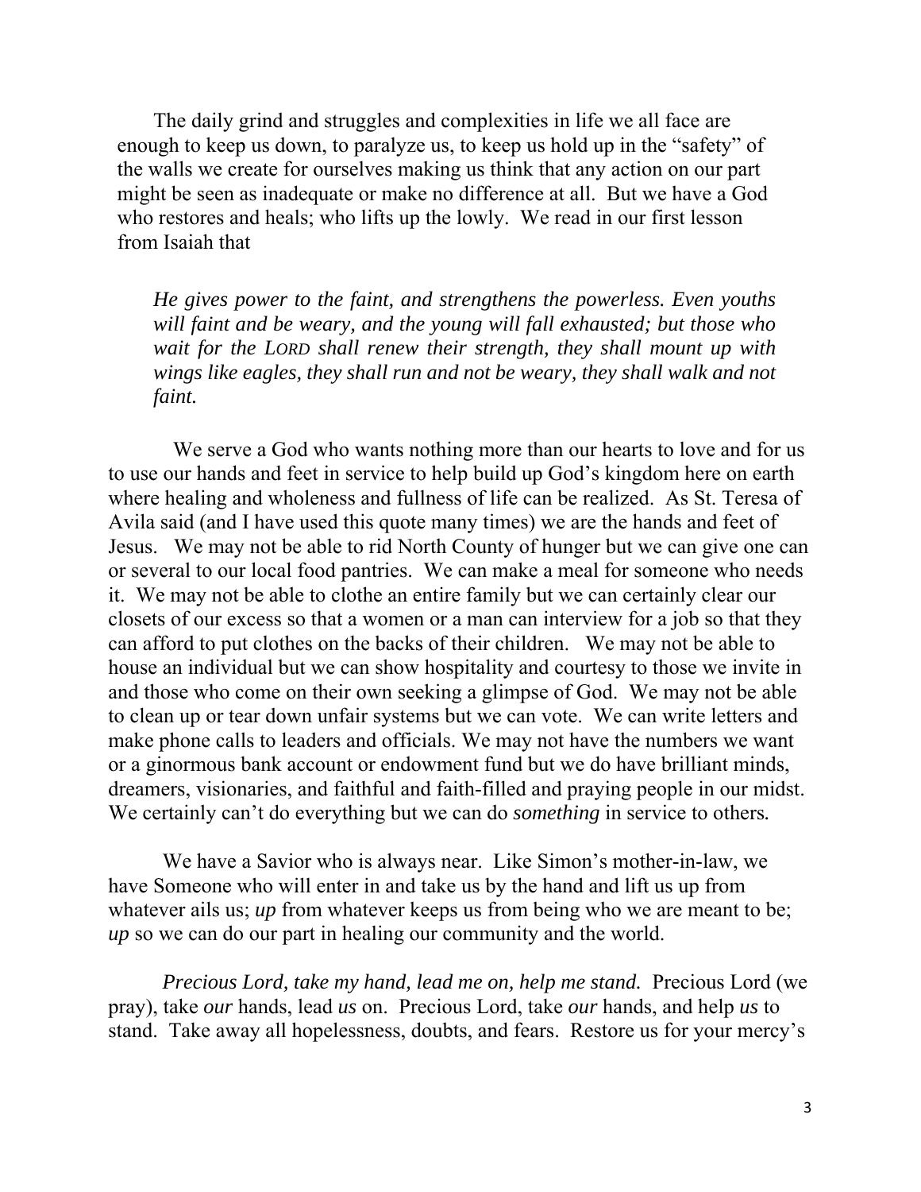The daily grind and struggles and complexities in life we all face are enough to keep us down, to paralyze us, to keep us hold up in the "safety" of the walls we create for ourselves making us think that any action on our part might be seen as inadequate or make no difference at all. But we have a God who restores and heals; who lifts up the lowly. We read in our first lesson from Isaiah that

> *He gives power to the faint, and strengthens the powerless. Even youths will faint and be weary, and the young will fall exhausted; but those who wait for the LORD shall renew their strength, they shall mount up with wings like eagles, they shall run and not be weary, they shall walk and not faint.*

We serve a God who wants nothing more than our hearts to love and for us to use our hands and feet in service to help build up God's kingdom here on earth where healing and wholeness and fullness of life can be realized. As St. Teresa of Avila said (and I have used this quote many times) we are the hands and feet of Jesus. We may not be able to rid North County of hunger but we can give one can or several to our local food pantries. We can make a meal for someone who needs it. We may not be able to clothe an entire family but we can certainly clear our closets of our excess so that a women or a man can interview for a job so that they can afford to put clothes on the backs of their children. We may not be able to house an individual but we can show hospitality and courtesy to those we invite in and those who come on their own seeking a glimpse of God. We may not be able to clean up or tear down unfair systems but we can vote. We can write letters and make phone calls to leaders and officials. We may not have the numbers we want or a ginormous bank account or endowment fund but we do have brilliant minds, dreamers, visionaries, and faithful and faith-filled and praying people in our midst. We certainly can't do everything but we can do *something* in service to others.

We have a Savior who is always near. Like Simon's mother-in-law, we have Someone who will enter in and take us by the hand and lift us up from whatever ails us; *up* from whatever keeps us from being who we are meant to be; *up* so we can do our part in healing our community and the world.

*Precious Lord, take my hand, lead me on, help me stand.* Precious Lord (we pray), take *our* hands, lead *us* on. Precious Lord, take *our* hands, and help *us* to stand. Take away all hopelessness, doubts, and fears. Restore us for your mercy's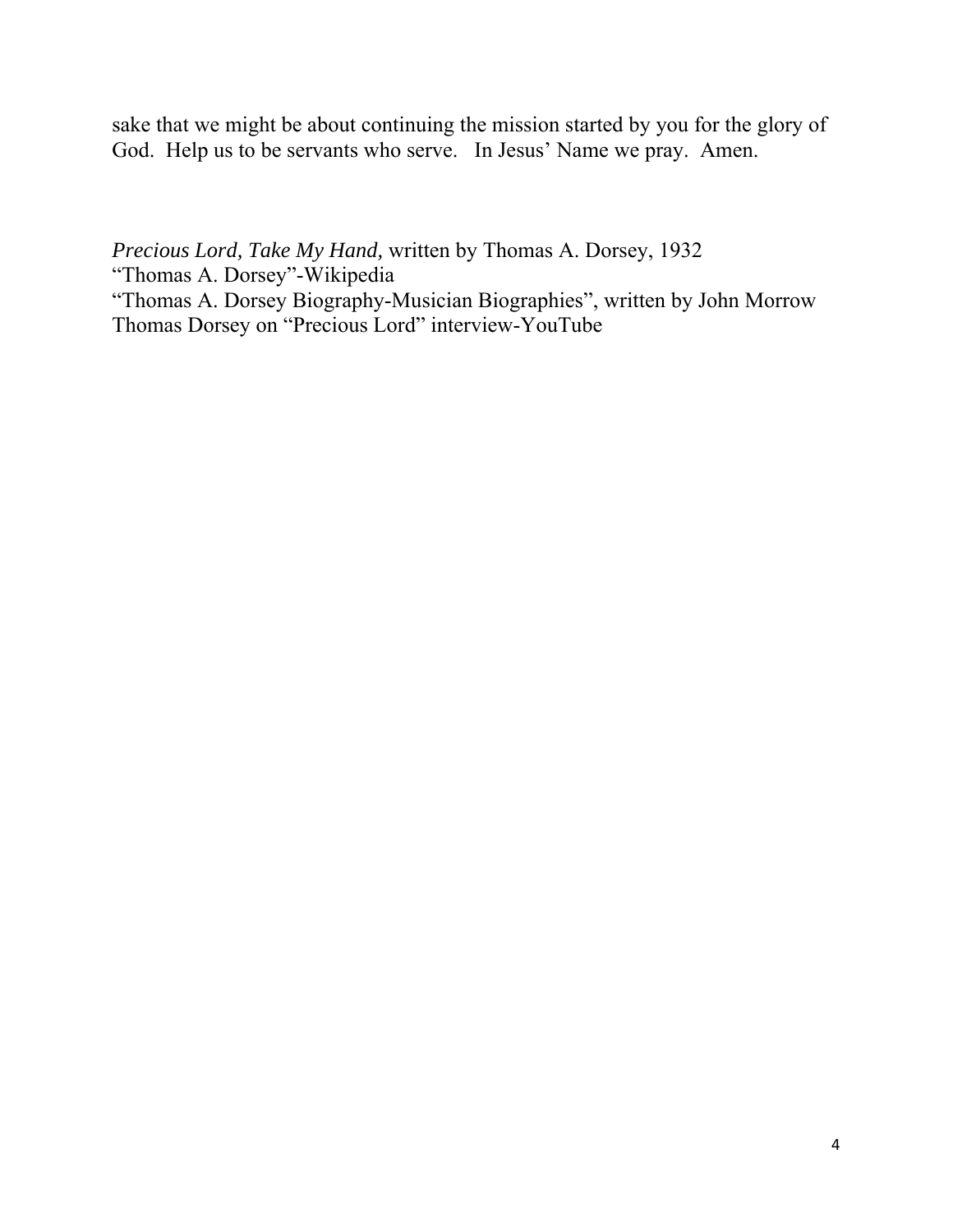sake that we might be about continuing the mission started by you for the glory of God. Help us to be servants who serve. In Jesus' Name we pray. Amen.

*Precious Lord, Take My Hand,* written by Thomas A. Dorsey, 1932
"Thomas A. Dorsey"-Wikipedia
"Thomas A. Dorsey Biography-Musician Biographies", written by John Morrow
Thomas Dorsey on "Precious Lord" interview-YouTube